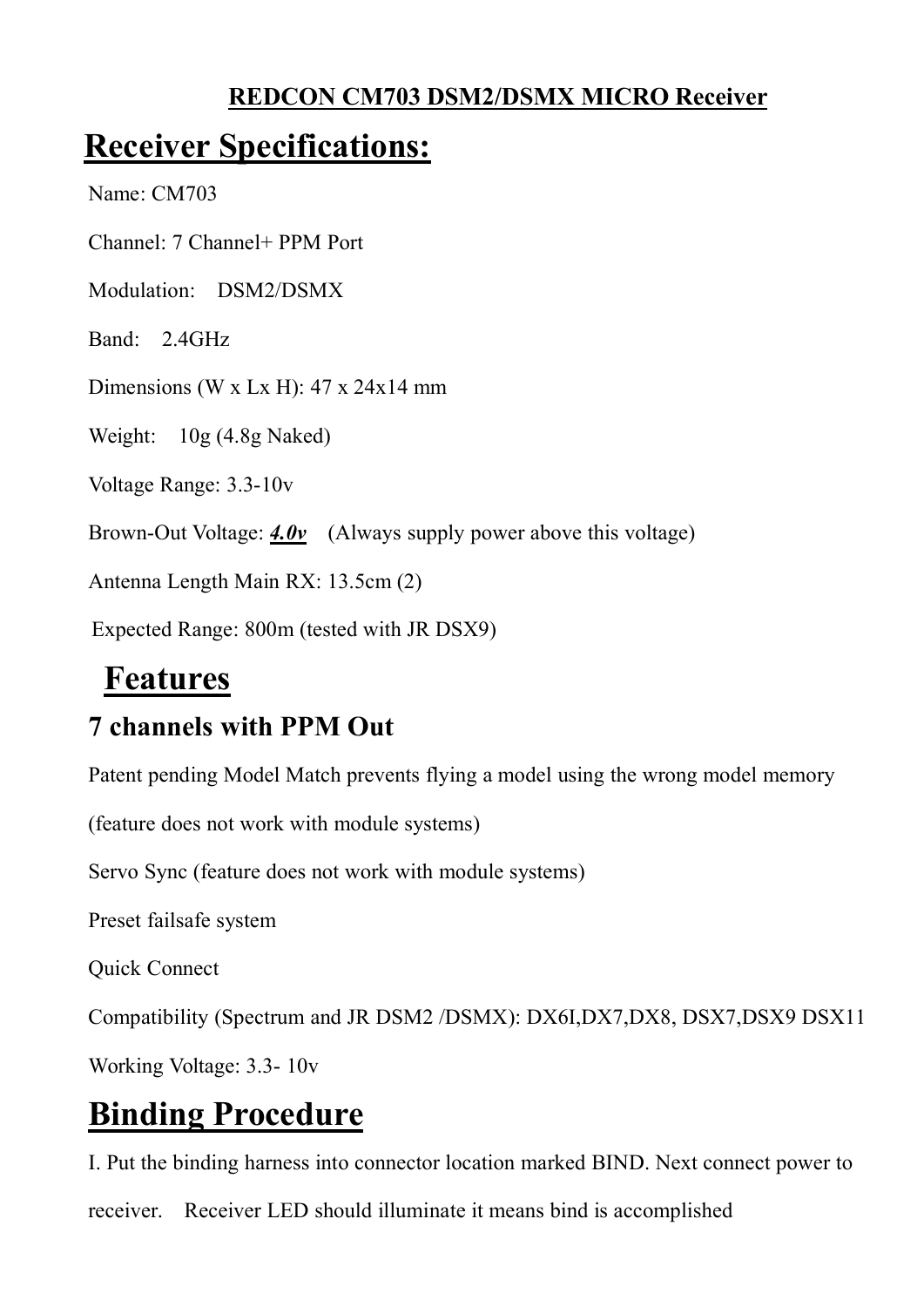# REDCON CM703 DSM2/DSMX MICRO Receiver

## Receiver Specifications:

Name: CM703

Channel: 7 Channel+ PPM Port

Modulation: DSM2/DSMX

Band: 2.4GHz

Dimensions (W x Lx H): 47 x 24x14 mm

Weight: 10g (4.8g Naked)

Voltage Range: 3.3-10v

Brown-Out Voltage: ***4.0v*** (Always supply power above this voltage)

Antenna Length Main RX: 13.5cm (2)

Expected Range: 800m (tested with JR DSX9)

## Features

### 7 channels with PPM Out

Patent pending Model Match prevents flying a model using the wrong model memory (feature does not work with module systems)

Servo Sync (feature does not work with module systems)

Preset failsafe system

Quick Connect

Compatibility (Spectrum and JR DSM2 /DSMX): DX6I,DX7,DX8, DSX7,DSX9 DSX11

Working Voltage: 3.3- 10v

## Binding Procedure

I. Put the binding harness into connector location marked BIND. Next connect power to receiver. Receiver LED should illuminate it means bind is accomplished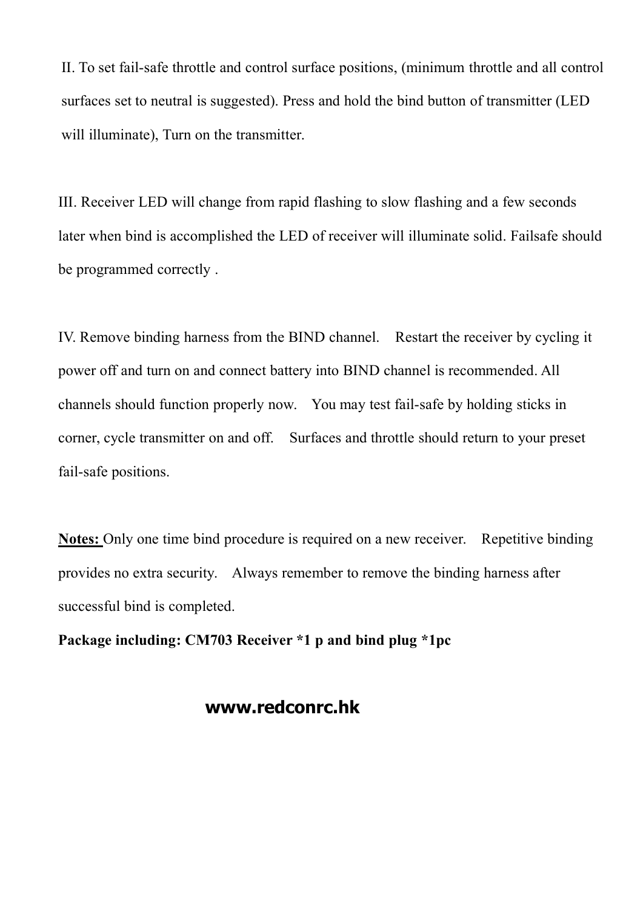II. To set fail-safe throttle and control surface positions, (minimum throttle and all control surfaces set to neutral is suggested). Press and hold the bind button of transmitter (LED will illuminate), Turn on the transmitter.

III. Receiver LED will change from rapid flashing to slow flashing and a few seconds later when bind is accomplished the LED of receiver will illuminate solid. Failsafe should be programmed correctly .

IV. Remove binding harness from the BIND channel.  Restart the receiver by cycling it power off and turn on and connect battery into BIND channel is recommended. All channels should function properly now.  You may test fail-safe by holding sticks in corner, cycle transmitter on and off.  Surfaces and throttle should return to your preset fail-safe positions.

**Notes:** Only one time bind procedure is required on a new receiver.  Repetitive binding provides no extra security.  Always remember to remove the binding harness after successful bind is completed.

**Package including: CM703 Receiver *1 p and bind plug *1pc**

**www.redconrc.hk**